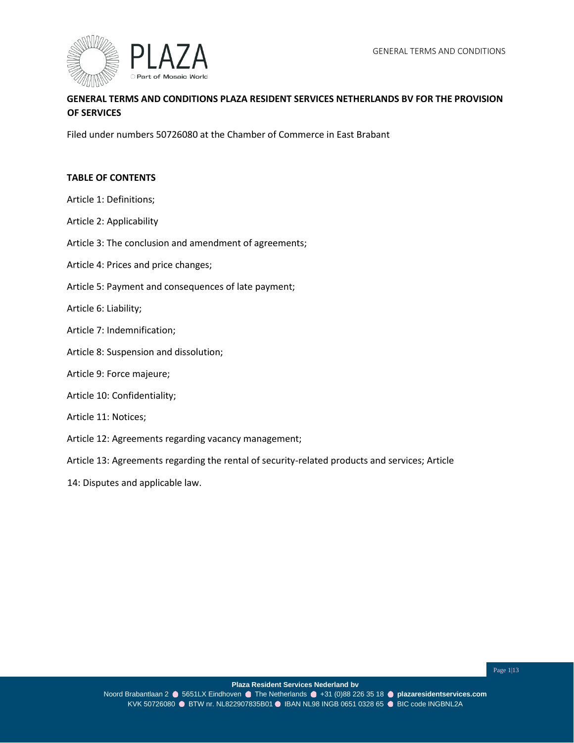# GENERAL TERMS AND CONDITIONS PLAZA RESIDENT SERVICES NETHERLANDS BV FOR THE PROVISION OF SERVICES

Filed under numbers 50726080 at the Chamber of Commerce in East Brabant

## TABLE OF CONTENTS

Article 1: Definitions;

Article 2: Applicability

Article 3: The conclusion and amendment of agreements;

Article 4: Prices and price changes;

Article 5: Payment and consequences of late payment;

Article 6: Liability;

Article 7: Indemnification;

Article 8: Suspension and dissolution;

Article 9: Force majeure;

Article 10: Confidentiality;

Article 11: Notices;

Article 12: Agreements regarding vacancy management;

Article 13: Agreements regarding the rental of security-related products and services; Article

14: Disputes and applicable law.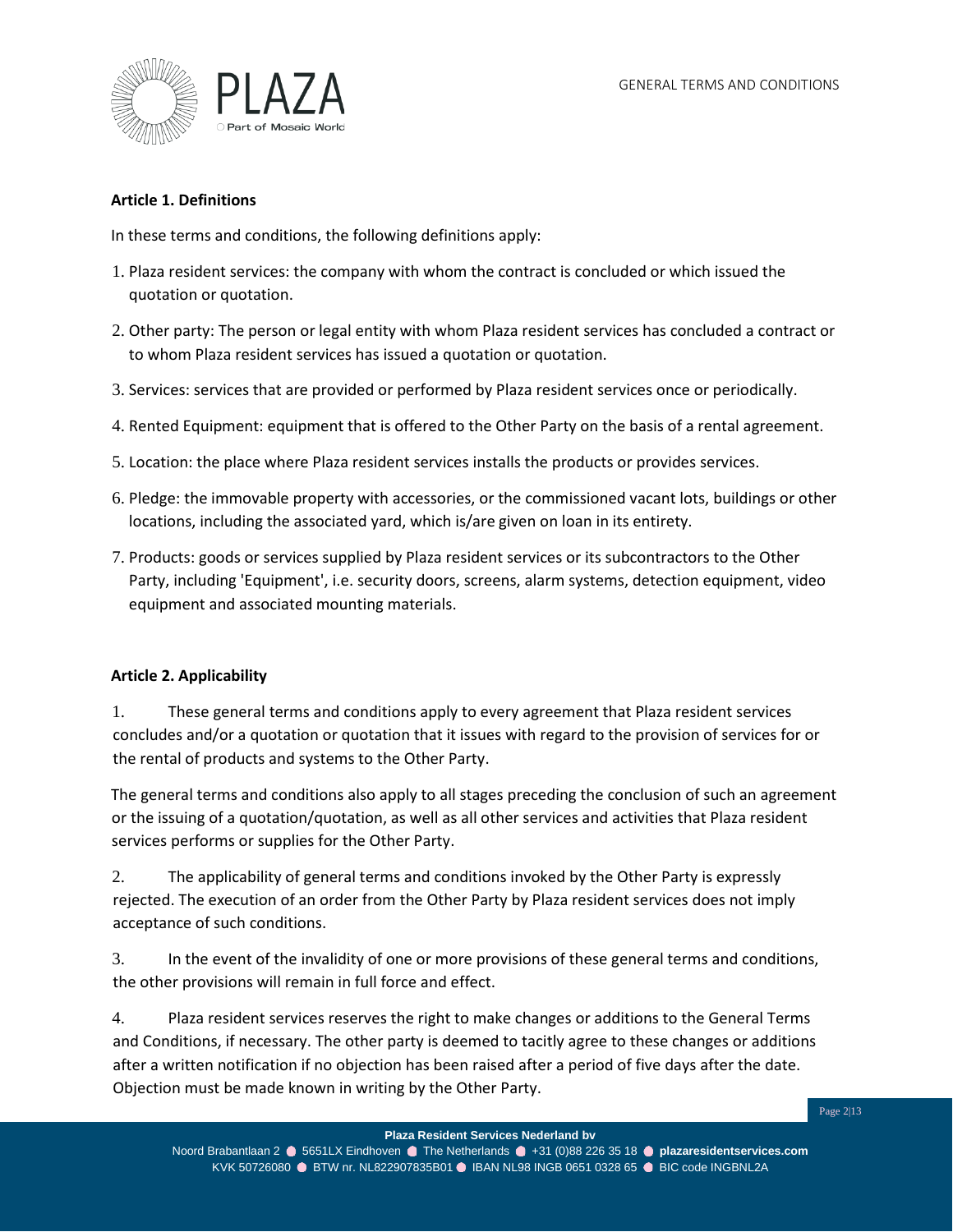## Article 1. Definitions

In these terms and conditions, the following definitions apply:

1. Plaza resident services: the company with whom the contract is concluded or which issued the quotation or quotation.
2. Other party: The person or legal entity with whom Plaza resident services has concluded a contract or to whom Plaza resident services has issued a quotation or quotation.
3. Services: services that are provided or performed by Plaza resident services once or periodically.
4. Rented Equipment: equipment that is offered to the Other Party on the basis of a rental agreement.
5. Location: the place where Plaza resident services installs the products or provides services.
6. Pledge: the immovable property with accessories, or the commissioned vacant lots, buildings or other locations, including the associated yard, which is/are given on loan in its entirety.
7. Products: goods or services supplied by Plaza resident services or its subcontractors to the Other Party, including 'Equipment', i.e. security doors, screens, alarm systems, detection equipment, video equipment and associated mounting materials.

## Article 2. Applicability

1. These general terms and conditions apply to every agreement that Plaza resident services concludes and/or a quotation or quotation that it issues with regard to the provision of services for or the rental of products and systems to the Other Party.

The general terms and conditions also apply to all stages preceding the conclusion of such an agreement or the issuing of a quotation/quotation, as well as all other services and activities that Plaza resident services performs or supplies for the Other Party.

2. The applicability of general terms and conditions invoked by the Other Party is expressly rejected. The execution of an order from the Other Party by Plaza resident services does not imply acceptance of such conditions.

3. In the event of the invalidity of one or more provisions of these general terms and conditions, the other provisions will remain in full force and effect.

4. Plaza resident services reserves the right to make changes or additions to the General Terms and Conditions, if necessary. The other party is deemed to tacitly agree to these changes or additions after a written notification if no objection has been raised after a period of five days after the date. Objection must be made known in writing by the Other Party.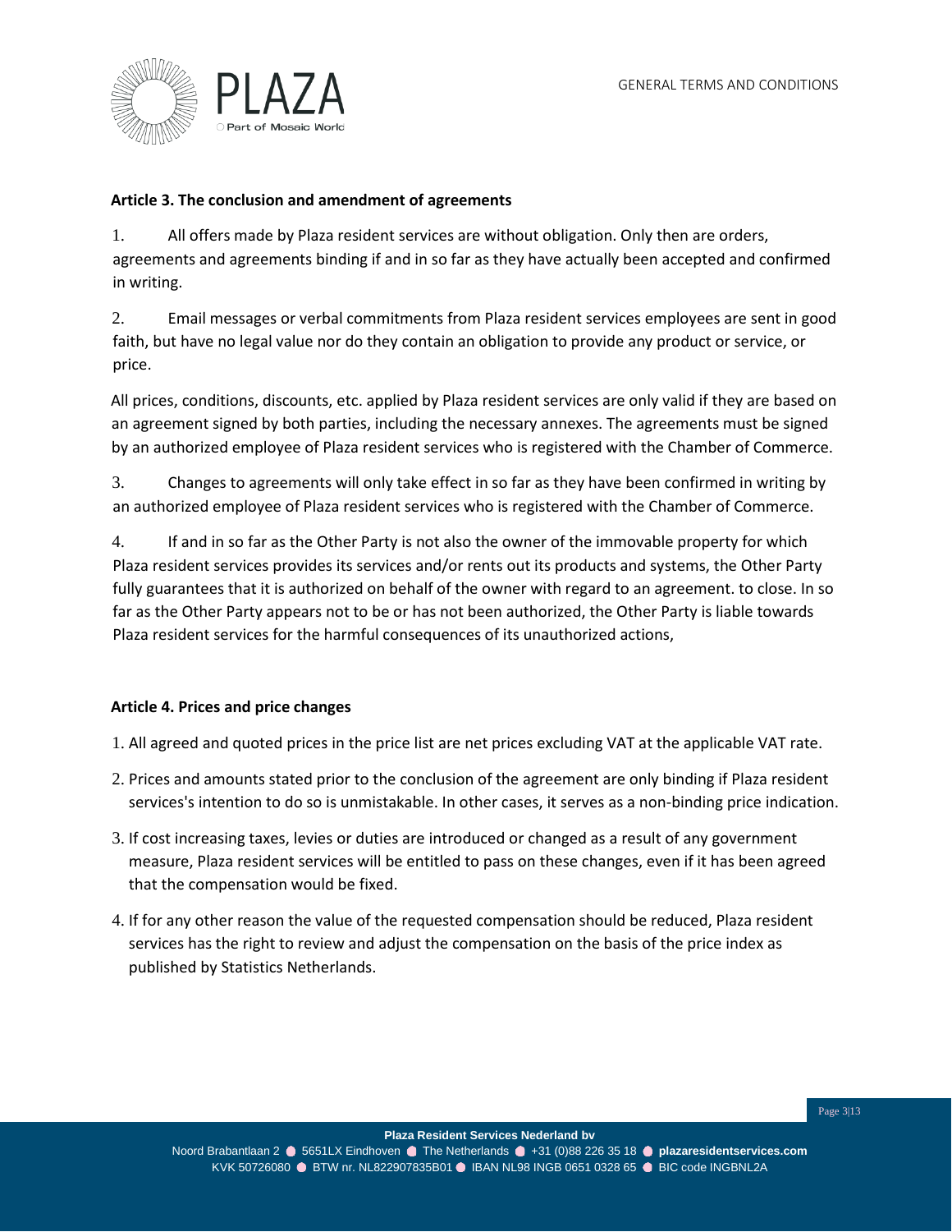## Article 3. The conclusion and amendment of agreements

1. All offers made by Plaza resident services are without obligation. Only then are orders, agreements and agreements binding if and in so far as they have actually been accepted and confirmed in writing.

2. Email messages or verbal commitments from Plaza resident services employees are sent in good faith, but have no legal value nor do they contain an obligation to provide any product or service, or price.

All prices, conditions, discounts, etc. applied by Plaza resident services are only valid if they are based on an agreement signed by both parties, including the necessary annexes. The agreements must be signed by an authorized employee of Plaza resident services who is registered with the Chamber of Commerce.

3. Changes to agreements will only take effect in so far as they have been confirmed in writing by an authorized employee of Plaza resident services who is registered with the Chamber of Commerce.

4. If and in so far as the Other Party is not also the owner of the immovable property for which Plaza resident services provides its services and/or rents out its products and systems, the Other Party fully guarantees that it is authorized on behalf of the owner with regard to an agreement. to close. In so far as the Other Party appears not to be or has not been authorized, the Other Party is liable towards Plaza resident services for the harmful consequences of its unauthorized actions,

## Article 4. Prices and price changes

1. All agreed and quoted prices in the price list are net prices excluding VAT at the applicable VAT rate.
2. Prices and amounts stated prior to the conclusion of the agreement are only binding if Plaza resident services's intention to do so is unmistakable. In other cases, it serves as a non-binding price indication.
3. If cost increasing taxes, levies or duties are introduced or changed as a result of any government measure, Plaza resident services will be entitled to pass on these changes, even if it has been agreed that the compensation would be fixed.
4. If for any other reason the value of the requested compensation should be reduced, Plaza resident services has the right to review and adjust the compensation on the basis of the price index as published by Statistics Netherlands.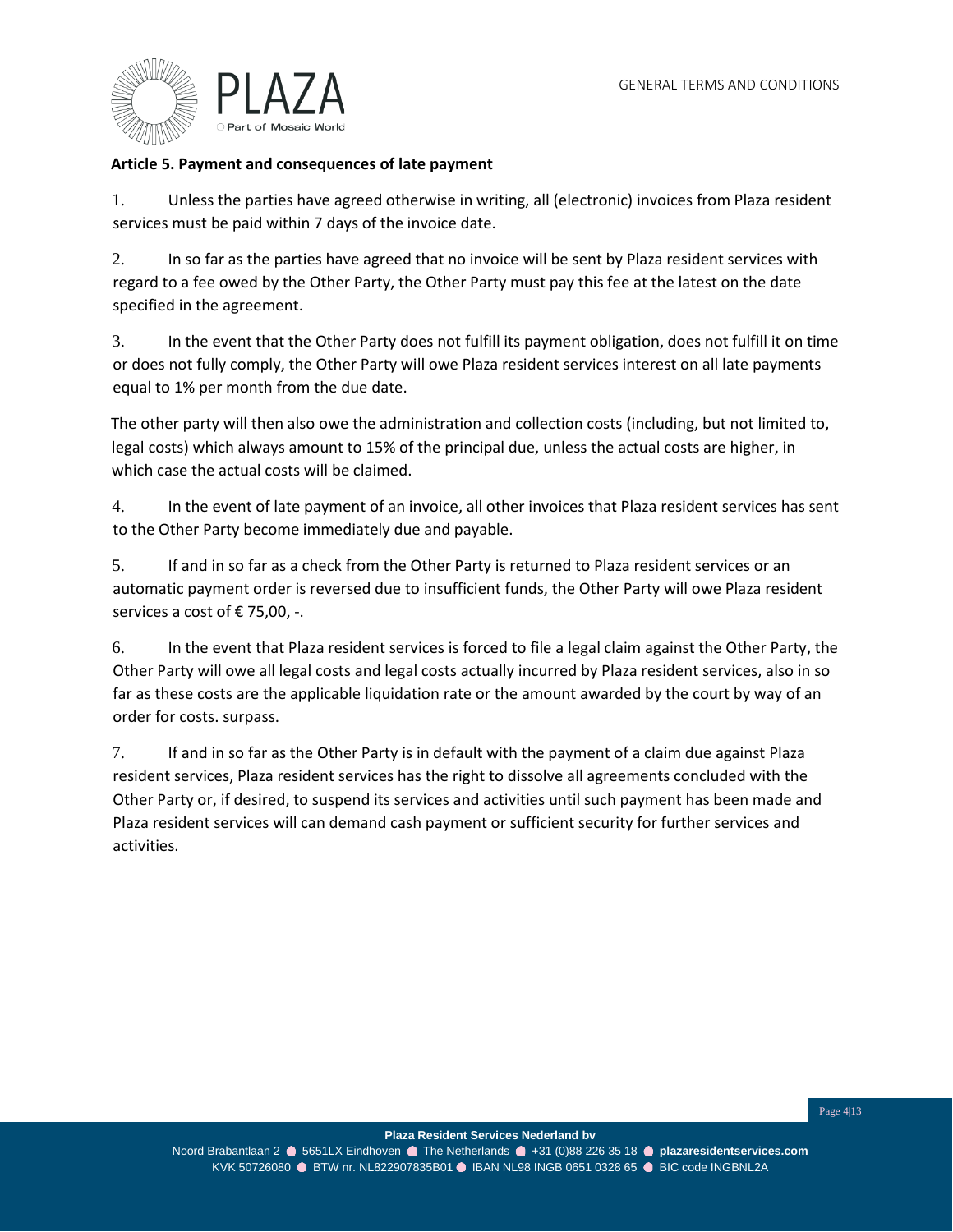**Article 5. Payment and consequences of late payment**

1. Unless the parties have agreed otherwise in writing, all (electronic) invoices from Plaza resident services must be paid within 7 days of the invoice date.

2. In so far as the parties have agreed that no invoice will be sent by Plaza resident services with regard to a fee owed by the Other Party, the Other Party must pay this fee at the latest on the date specified in the agreement.

3. In the event that the Other Party does not fulfill its payment obligation, does not fulfill it on time or does not fully comply, the Other Party will owe Plaza resident services interest on all late payments equal to 1% per month from the due date.

The other party will then also owe the administration and collection costs (including, but not limited to, legal costs) which always amount to 15% of the principal due, unless the actual costs are higher, in which case the actual costs will be claimed.

4. In the event of late payment of an invoice, all other invoices that Plaza resident services has sent to the Other Party become immediately due and payable.

5. If and in so far as a check from the Other Party is returned to Plaza resident services or an automatic payment order is reversed due to insufficient funds, the Other Party will owe Plaza resident services a cost of € 75,00, -.

6. In the event that Plaza resident services is forced to file a legal claim against the Other Party, the Other Party will owe all legal costs and legal costs actually incurred by Plaza resident services, also in so far as these costs are the applicable liquidation rate or the amount awarded by the court by way of an order for costs. surpass.

7. If and in so far as the Other Party is in default with the payment of a claim due against Plaza resident services, Plaza resident services has the right to dissolve all agreements concluded with the Other Party or, if desired, to suspend its services and activities until such payment has been made and Plaza resident services will can demand cash payment or sufficient security for further services and activities.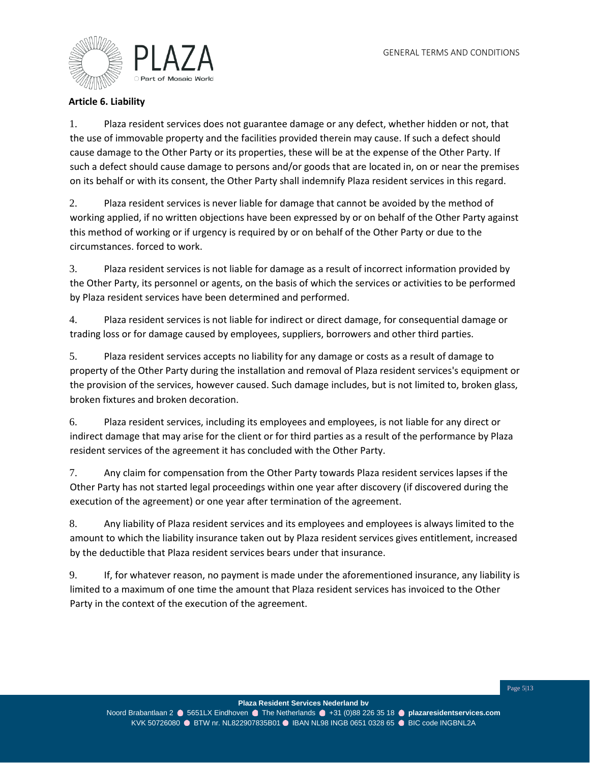**Article 6. Liability**

1. Plaza resident services does not guarantee damage or any defect, whether hidden or not, that the use of immovable property and the facilities provided therein may cause. If such a defect should cause damage to the Other Party or its properties, these will be at the expense of the Other Party. If such a defect should cause damage to persons and/or goods that are located in, on or near the premises on its behalf or with its consent, the Other Party shall indemnify Plaza resident services in this regard.

2. Plaza resident services is never liable for damage that cannot be avoided by the method of working applied, if no written objections have been expressed by or on behalf of the Other Party against this method of working or if urgency is required by or on behalf of the Other Party or due to the circumstances. forced to work.

3. Plaza resident services is not liable for damage as a result of incorrect information provided by the Other Party, its personnel or agents, on the basis of which the services or activities to be performed by Plaza resident services have been determined and performed.

4. Plaza resident services is not liable for indirect or direct damage, for consequential damage or trading loss or for damage caused by employees, suppliers, borrowers and other third parties.

5. Plaza resident services accepts no liability for any damage or costs as a result of damage to property of the Other Party during the installation and removal of Plaza resident services's equipment or the provision of the services, however caused. Such damage includes, but is not limited to, broken glass, broken fixtures and broken decoration.

6. Plaza resident services, including its employees and employees, is not liable for any direct or indirect damage that may arise for the client or for third parties as a result of the performance by Plaza resident services of the agreement it has concluded with the Other Party.

7. Any claim for compensation from the Other Party towards Plaza resident services lapses if the Other Party has not started legal proceedings within one year after discovery (if discovered during the execution of the agreement) or one year after termination of the agreement.

8. Any liability of Plaza resident services and its employees and employees is always limited to the amount to which the liability insurance taken out by Plaza resident services gives entitlement, increased by the deductible that Plaza resident services bears under that insurance.

9. If, for whatever reason, no payment is made under the aforementioned insurance, any liability is limited to a maximum of one time the amount that Plaza resident services has invoiced to the Other Party in the context of the execution of the agreement.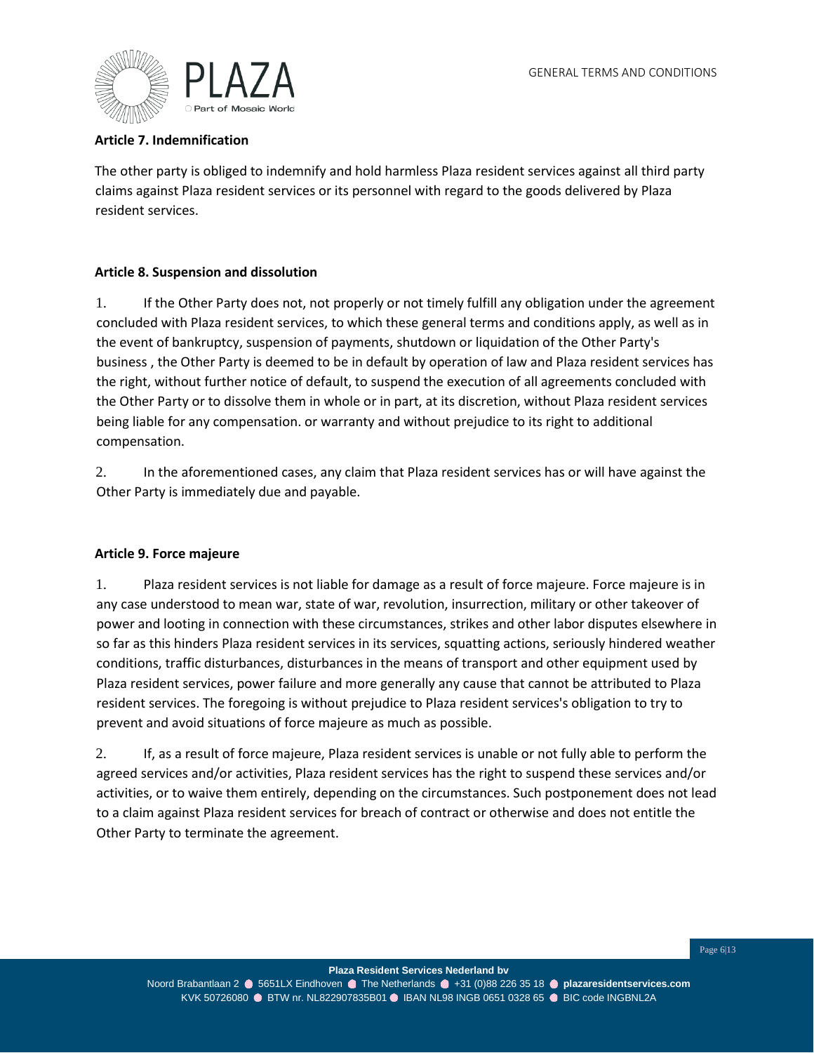### Article 7. Indemnification

The other party is obliged to indemnify and hold harmless Plaza resident services against all third party claims against Plaza resident services or its personnel with regard to the goods delivered by Plaza resident services.

### Article 8. Suspension and dissolution

1. If the Other Party does not, not properly or not timely fulfill any obligation under the agreement concluded with Plaza resident services, to which these general terms and conditions apply, as well as in the event of bankruptcy, suspension of payments, shutdown or liquidation of the Other Party's business , the Other Party is deemed to be in default by operation of law and Plaza resident services has the right, without further notice of default, to suspend the execution of all agreements concluded with the Other Party or to dissolve them in whole or in part, at its discretion, without Plaza resident services being liable for any compensation. or warranty and without prejudice to its right to additional compensation.

2. In the aforementioned cases, any claim that Plaza resident services has or will have against the Other Party is immediately due and payable.

### Article 9. Force majeure

1. Plaza resident services is not liable for damage as a result of force majeure. Force majeure is in any case understood to mean war, state of war, revolution, insurrection, military or other takeover of power and looting in connection with these circumstances, strikes and other labor disputes elsewhere in so far as this hinders Plaza resident services in its services, squatting actions, seriously hindered weather conditions, traffic disturbances, disturbances in the means of transport and other equipment used by Plaza resident services, power failure and more generally any cause that cannot be attributed to Plaza resident services. The foregoing is without prejudice to Plaza resident services's obligation to try to prevent and avoid situations of force majeure as much as possible.

2. If, as a result of force majeure, Plaza resident services is unable or not fully able to perform the agreed services and/or activities, Plaza resident services has the right to suspend these services and/or activities, or to waive them entirely, depending on the circumstances. Such postponement does not lead to a claim against Plaza resident services for breach of contract or otherwise and does not entitle the Other Party to terminate the agreement.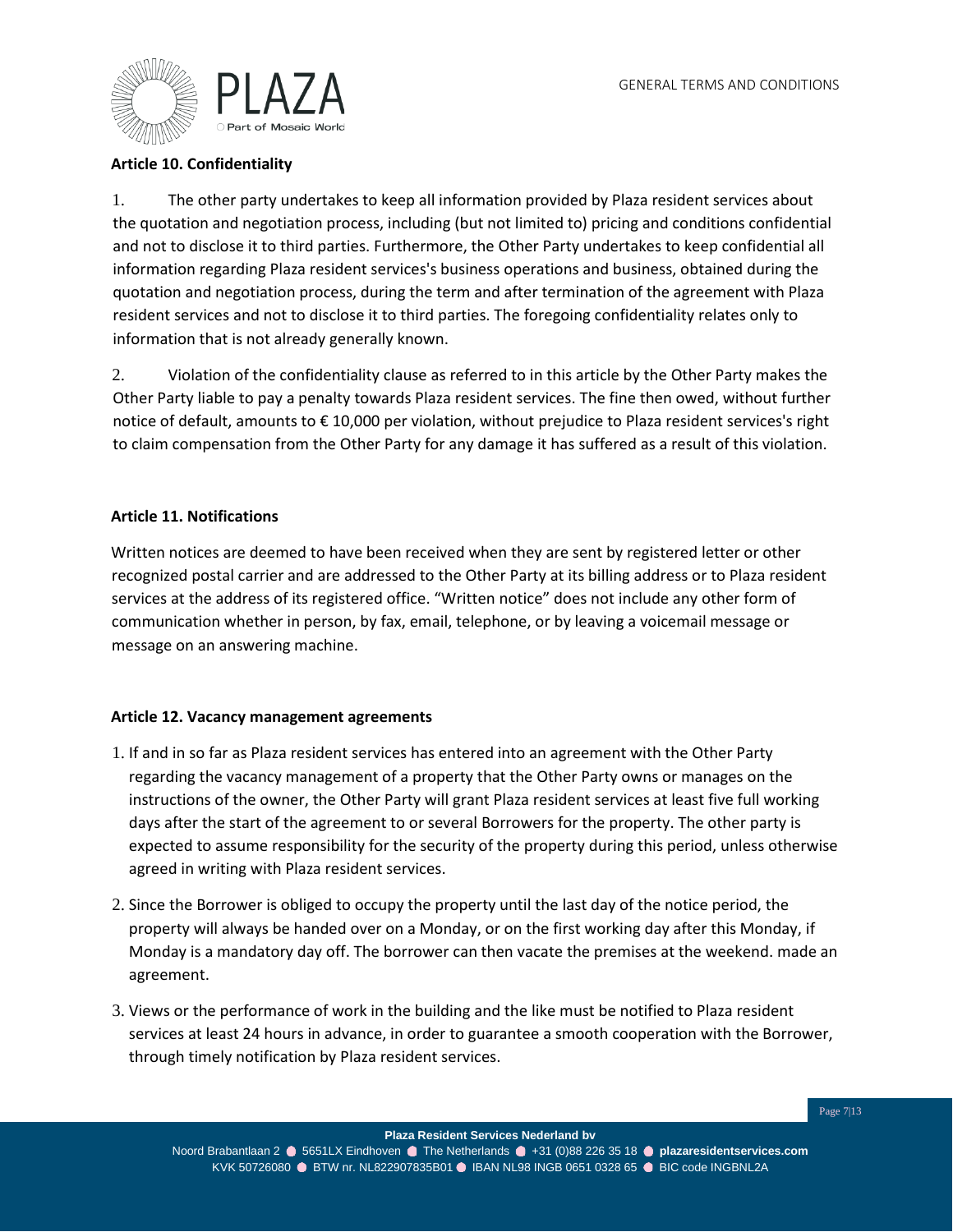**Article 10. Confidentiality**

1. The other party undertakes to keep all information provided by Plaza resident services about the quotation and negotiation process, including (but not limited to) pricing and conditions confidential and not to disclose it to third parties. Furthermore, the Other Party undertakes to keep confidential all information regarding Plaza resident services's business operations and business, obtained during the quotation and negotiation process, during the term and after termination of the agreement with Plaza resident services and not to disclose it to third parties. The foregoing confidentiality relates only to information that is not already generally known.

2. Violation of the confidentiality clause as referred to in this article by the Other Party makes the Other Party liable to pay a penalty towards Plaza resident services. The fine then owed, without further notice of default, amounts to € 10,000 per violation, without prejudice to Plaza resident services's right to claim compensation from the Other Party for any damage it has suffered as a result of this violation.

**Article 11. Notifications**

Written notices are deemed to have been received when they are sent by registered letter or other recognized postal carrier and are addressed to the Other Party at its billing address or to Plaza resident services at the address of its registered office. "Written notice" does not include any other form of communication whether in person, by fax, email, telephone, or by leaving a voicemail message or message on an answering machine.

**Article 12. Vacancy management agreements**

1. If and in so far as Plaza resident services has entered into an agreement with the Other Party regarding the vacancy management of a property that the Other Party owns or manages on the instructions of the owner, the Other Party will grant Plaza resident services at least five full working days after the start of the agreement to or several Borrowers for the property. The other party is expected to assume responsibility for the security of the property during this period, unless otherwise agreed in writing with Plaza resident services.

2. Since the Borrower is obliged to occupy the property until the last day of the notice period, the property will always be handed over on a Monday, or on the first working day after this Monday, if Monday is a mandatory day off. The borrower can then vacate the premises at the weekend. made an agreement.

3. Views or the performance of work in the building and the like must be notified to Plaza resident services at least 24 hours in advance, in order to guarantee a smooth cooperation with the Borrower, through timely notification by Plaza resident services.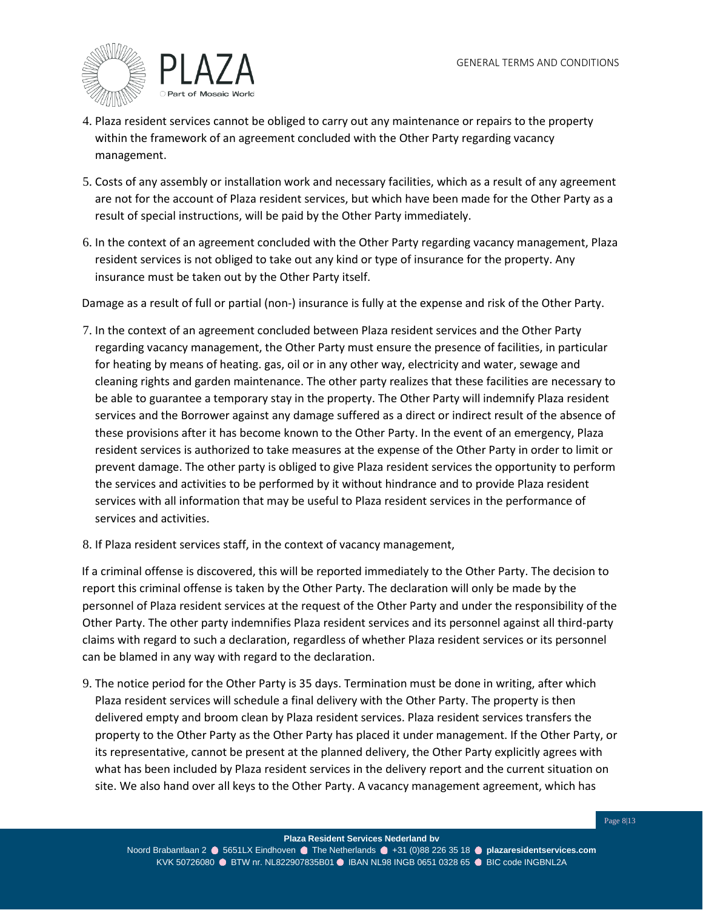4. Plaza resident services cannot be obliged to carry out any maintenance or repairs to the property within the framework of an agreement concluded with the Other Party regarding vacancy management.

5. Costs of any assembly or installation work and necessary facilities, which as a result of any agreement are not for the account of Plaza resident services, but which have been made for the Other Party as a result of special instructions, will be paid by the Other Party immediately.

6. In the context of an agreement concluded with the Other Party regarding vacancy management, Plaza resident services is not obliged to take out any kind or type of insurance for the property. Any insurance must be taken out by the Other Party itself.

Damage as a result of full or partial (non-) insurance is fully at the expense and risk of the Other Party.

7. In the context of an agreement concluded between Plaza resident services and the Other Party regarding vacancy management, the Other Party must ensure the presence of facilities, in particular for heating by means of heating. gas, oil or in any other way, electricity and water, sewage and cleaning rights and garden maintenance. The other party realizes that these facilities are necessary to be able to guarantee a temporary stay in the property. The Other Party will indemnify Plaza resident services and the Borrower against any damage suffered as a direct or indirect result of the absence of these provisions after it has become known to the Other Party. In the event of an emergency, Plaza resident services is authorized to take measures at the expense of the Other Party in order to limit or prevent damage. The other party is obliged to give Plaza resident services the opportunity to perform the services and activities to be performed by it without hindrance and to provide Plaza resident services with all information that may be useful to Plaza resident services in the performance of services and activities.

8. If Plaza resident services staff, in the context of vacancy management,

If a criminal offense is discovered, this will be reported immediately to the Other Party. The decision to report this criminal offense is taken by the Other Party. The declaration will only be made by the personnel of Plaza resident services at the request of the Other Party and under the responsibility of the Other Party. The other party indemnifies Plaza resident services and its personnel against all third-party claims with regard to such a declaration, regardless of whether Plaza resident services or its personnel can be blamed in any way with regard to the declaration.

9. The notice period for the Other Party is 35 days. Termination must be done in writing, after which Plaza resident services will schedule a final delivery with the Other Party. The property is then delivered empty and broom clean by Plaza resident services. Plaza resident services transfers the property to the Other Party as the Other Party has placed it under management. If the Other Party, or its representative, cannot be present at the planned delivery, the Other Party explicitly agrees with what has been included by Plaza resident services in the delivery report and the current situation on site. We also hand over all keys to the Other Party. A vacancy management agreement, which has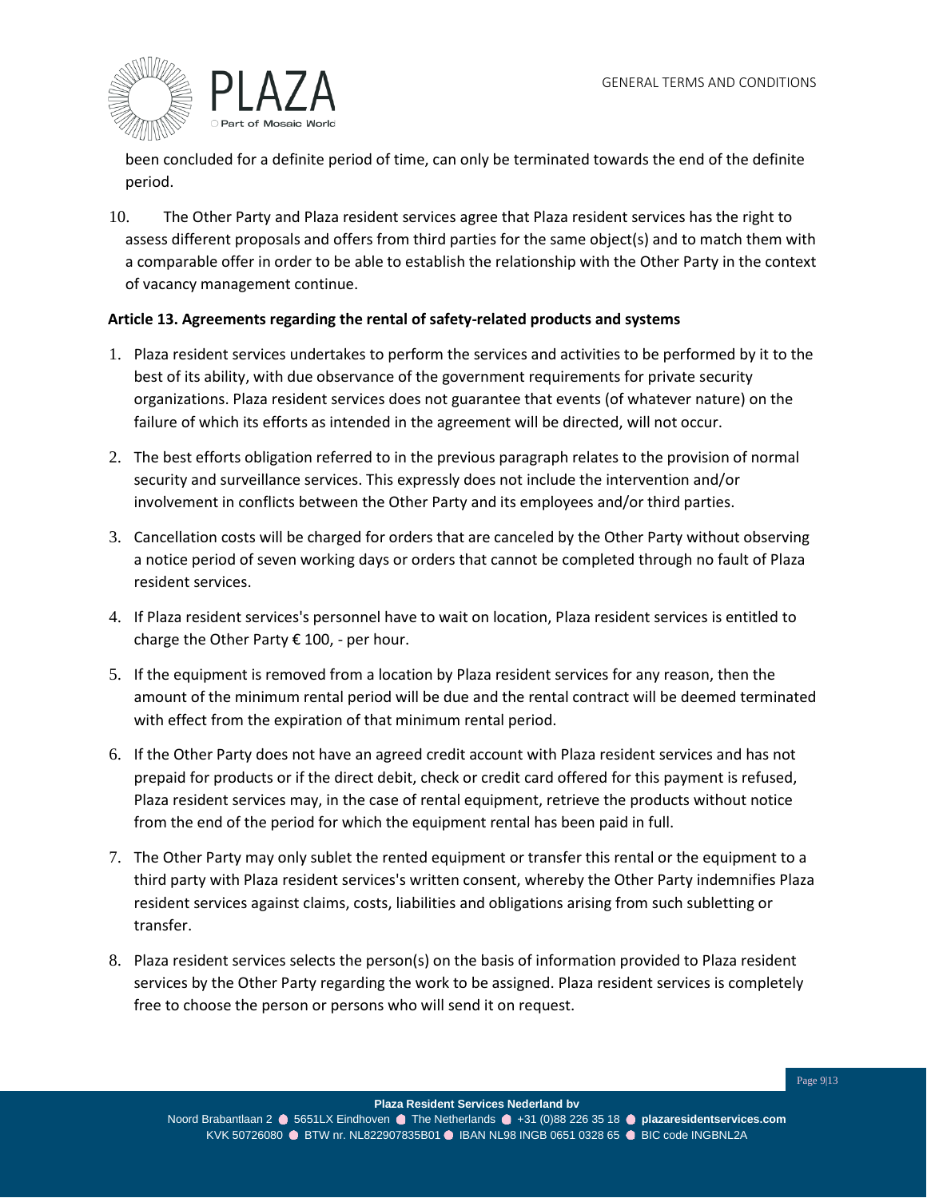been concluded for a definite period of time, can only be terminated towards the end of the definite period.

10. The Other Party and Plaza resident services agree that Plaza resident services has the right to assess different proposals and offers from third parties for the same object(s) and to match them with a comparable offer in order to be able to establish the relationship with the Other Party in the context of vacancy management continue.

**Article 13. Agreements regarding the rental of safety-related products and systems**

1. Plaza resident services undertakes to perform the services and activities to be performed by it to the best of its ability, with due observance of the government requirements for private security organizations. Plaza resident services does not guarantee that events (of whatever nature) on the failure of which its efforts as intended in the agreement will be directed, will not occur.

2. The best efforts obligation referred to in the previous paragraph relates to the provision of normal security and surveillance services. This expressly does not include the intervention and/or involvement in conflicts between the Other Party and its employees and/or third parties.

3. Cancellation costs will be charged for orders that are canceled by the Other Party without observing a notice period of seven working days or orders that cannot be completed through no fault of Plaza resident services.

4. If Plaza resident services's personnel have to wait on location, Plaza resident services is entitled to charge the Other Party € 100, - per hour.

5. If the equipment is removed from a location by Plaza resident services for any reason, then the amount of the minimum rental period will be due and the rental contract will be deemed terminated with effect from the expiration of that minimum rental period.

6. If the Other Party does not have an agreed credit account with Plaza resident services and has not prepaid for products or if the direct debit, check or credit card offered for this payment is refused, Plaza resident services may, in the case of rental equipment, retrieve the products without notice from the end of the period for which the equipment rental has been paid in full.

7. The Other Party may only sublet the rented equipment or transfer this rental or the equipment to a third party with Plaza resident services's written consent, whereby the Other Party indemnifies Plaza resident services against claims, costs, liabilities and obligations arising from such subletting or transfer.

8. Plaza resident services selects the person(s) on the basis of information provided to Plaza resident services by the Other Party regarding the work to be assigned. Plaza resident services is completely free to choose the person or persons who will send it on request.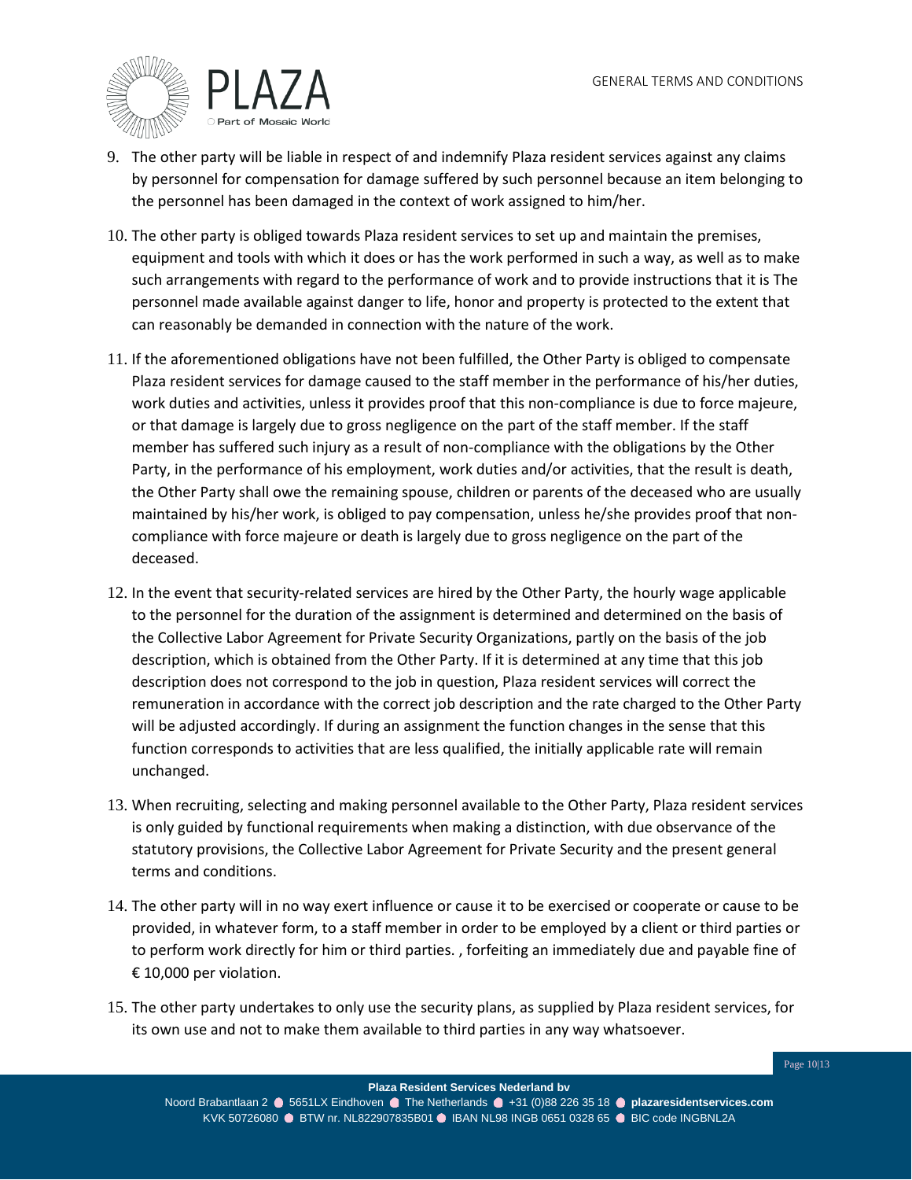9. The other party will be liable in respect of and indemnify Plaza resident services against any claims by personnel for compensation for damage suffered by such personnel because an item belonging to the personnel has been damaged in the context of work assigned to him/her.
10. The other party is obliged towards Plaza resident services to set up and maintain the premises, equipment and tools with which it does or has the work performed in such a way, as well as to make such arrangements with regard to the performance of work and to provide instructions that it is The personnel made available against danger to life, honor and property is protected to the extent that can reasonably be demanded in connection with the nature of the work.
11. If the aforementioned obligations have not been fulfilled, the Other Party is obliged to compensate Plaza resident services for damage caused to the staff member in the performance of his/her duties, work duties and activities, unless it provides proof that this non-compliance is due to force majeure, or that damage is largely due to gross negligence on the part of the staff member. If the staff member has suffered such injury as a result of non-compliance with the obligations by the Other Party, in the performance of his employment, work duties and/or activities, that the result is death, the Other Party shall owe the remaining spouse, children or parents of the deceased who are usually maintained by his/her work, is obliged to pay compensation, unless he/she provides proof that non-compliance with force majeure or death is largely due to gross negligence on the part of the deceased.
12. In the event that security-related services are hired by the Other Party, the hourly wage applicable to the personnel for the duration of the assignment is determined and determined on the basis of the Collective Labor Agreement for Private Security Organizations, partly on the basis of the job description, which is obtained from the Other Party. If it is determined at any time that this job description does not correspond to the job in question, Plaza resident services will correct the remuneration in accordance with the correct job description and the rate charged to the Other Party will be adjusted accordingly. If during an assignment the function changes in the sense that this function corresponds to activities that are less qualified, the initially applicable rate will remain unchanged.
13. When recruiting, selecting and making personnel available to the Other Party, Plaza resident services is only guided by functional requirements when making a distinction, with due observance of the statutory provisions, the Collective Labor Agreement for Private Security and the present general terms and conditions.
14. The other party will in no way exert influence or cause it to be exercised or cooperate or cause to be provided, in whatever form, to a staff member in order to be employed by a client or third parties or to perform work directly for him or third parties. , forfeiting an immediately due and payable fine of € 10,000 per violation.
15. The other party undertakes to only use the security plans, as supplied by Plaza resident services, for its own use and not to make them available to third parties in any way whatsoever.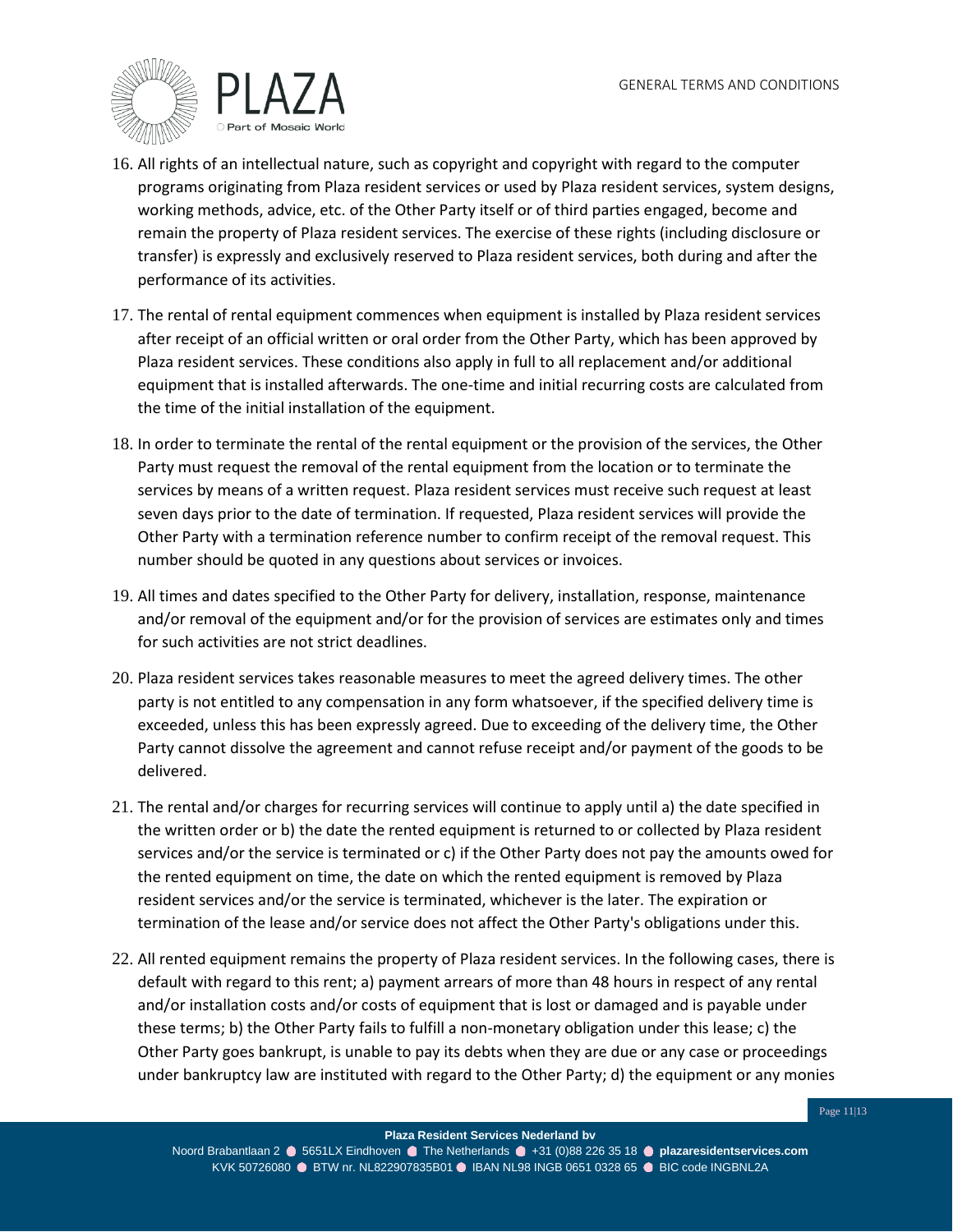16. All rights of an intellectual nature, such as copyright and copyright with regard to the computer programs originating from Plaza resident services or used by Plaza resident services, system designs, working methods, advice, etc. of the Other Party itself or of third parties engaged, become and remain the property of Plaza resident services. The exercise of these rights (including disclosure or transfer) is expressly and exclusively reserved to Plaza resident services, both during and after the performance of its activities.

17. The rental of rental equipment commences when equipment is installed by Plaza resident services after receipt of an official written or oral order from the Other Party, which has been approved by Plaza resident services. These conditions also apply in full to all replacement and/or additional equipment that is installed afterwards. The one-time and initial recurring costs are calculated from the time of the initial installation of the equipment.

18. In order to terminate the rental of the rental equipment or the provision of the services, the Other Party must request the removal of the rental equipment from the location or to terminate the services by means of a written request. Plaza resident services must receive such request at least seven days prior to the date of termination. If requested, Plaza resident services will provide the Other Party with a termination reference number to confirm receipt of the removal request. This number should be quoted in any questions about services or invoices.

19. All times and dates specified to the Other Party for delivery, installation, response, maintenance and/or removal of the equipment and/or for the provision of services are estimates only and times for such activities are not strict deadlines.

20. Plaza resident services takes reasonable measures to meet the agreed delivery times. The other party is not entitled to any compensation in any form whatsoever, if the specified delivery time is exceeded, unless this has been expressly agreed. Due to exceeding of the delivery time, the Other Party cannot dissolve the agreement and cannot refuse receipt and/or payment of the goods to be delivered.

21. The rental and/or charges for recurring services will continue to apply until a) the date specified in the written order or b) the date the rented equipment is returned to or collected by Plaza resident services and/or the service is terminated or c) if the Other Party does not pay the amounts owed for the rented equipment on time, the date on which the rented equipment is removed by Plaza resident services and/or the service is terminated, whichever is the later. The expiration or termination of the lease and/or service does not affect the Other Party's obligations under this.

22. All rented equipment remains the property of Plaza resident services. In the following cases, there is default with regard to this rent; a) payment arrears of more than 48 hours in respect of any rental and/or installation costs and/or costs of equipment that is lost or damaged and is payable under these terms; b) the Other Party fails to fulfill a non-monetary obligation under this lease; c) the Other Party goes bankrupt, is unable to pay its debts when they are due or any case or proceedings under bankruptcy law are instituted with regard to the Other Party; d) the equipment or any monies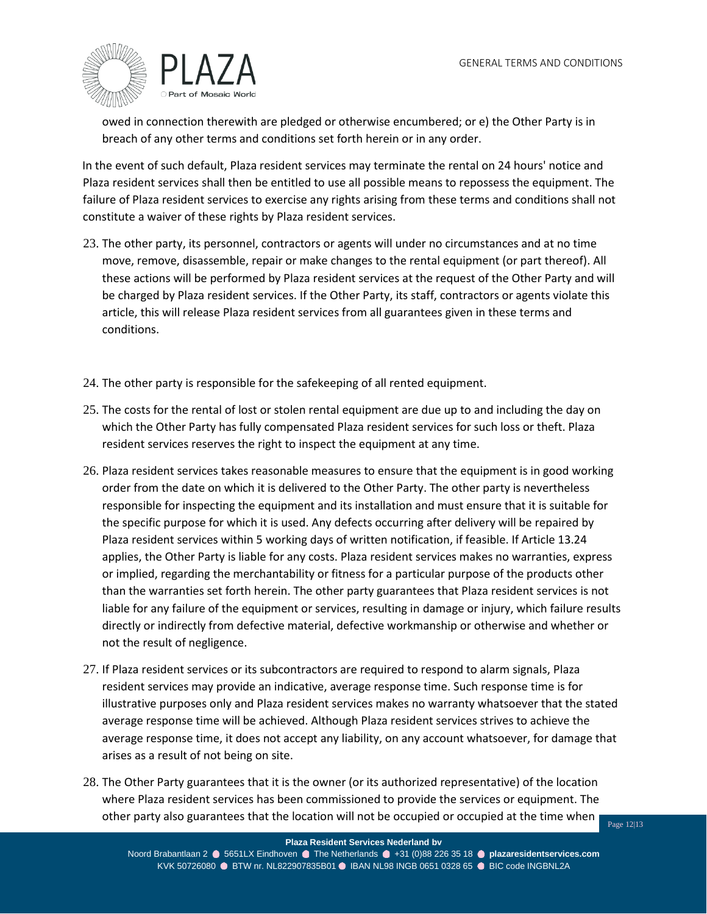owed in connection therewith are pledged or otherwise encumbered; or e) the Other Party is in breach of any other terms and conditions set forth herein or in any order.

In the event of such default, Plaza resident services may terminate the rental on 24 hours' notice and Plaza resident services shall then be entitled to use all possible means to repossess the equipment. The failure of Plaza resident services to exercise any rights arising from these terms and conditions shall not constitute a waiver of these rights by Plaza resident services.

23. The other party, its personnel, contractors or agents will under no circumstances and at no time move, remove, disassemble, repair or make changes to the rental equipment (or part thereof). All these actions will be performed by Plaza resident services at the request of the Other Party and will be charged by Plaza resident services. If the Other Party, its staff, contractors or agents violate this article, this will release Plaza resident services from all guarantees given in these terms and conditions.

24. The other party is responsible for the safekeeping of all rented equipment.

25. The costs for the rental of lost or stolen rental equipment are due up to and including the day on which the Other Party has fully compensated Plaza resident services for such loss or theft. Plaza resident services reserves the right to inspect the equipment at any time.

26. Plaza resident services takes reasonable measures to ensure that the equipment is in good working order from the date on which it is delivered to the Other Party. The other party is nevertheless responsible for inspecting the equipment and its installation and must ensure that it is suitable for the specific purpose for which it is used. Any defects occurring after delivery will be repaired by Plaza resident services within 5 working days of written notification, if feasible. If Article 13.24 applies, the Other Party is liable for any costs. Plaza resident services makes no warranties, express or implied, regarding the merchantability or fitness for a particular purpose of the products other than the warranties set forth herein. The other party guarantees that Plaza resident services is not liable for any failure of the equipment or services, resulting in damage or injury, which failure results directly or indirectly from defective material, defective workmanship or otherwise and whether or not the result of negligence.

27. If Plaza resident services or its subcontractors are required to respond to alarm signals, Plaza resident services may provide an indicative, average response time. Such response time is for illustrative purposes only and Plaza resident services makes no warranty whatsoever that the stated average response time will be achieved. Although Plaza resident services strives to achieve the average response time, it does not accept any liability, on any account whatsoever, for damage that arises as a result of not being on site.

28. The Other Party guarantees that it is the owner (or its authorized representative) of the location where Plaza resident services has been commissioned to provide the services or equipment. The other party also guarantees that the location will not be occupied or occupied at the time when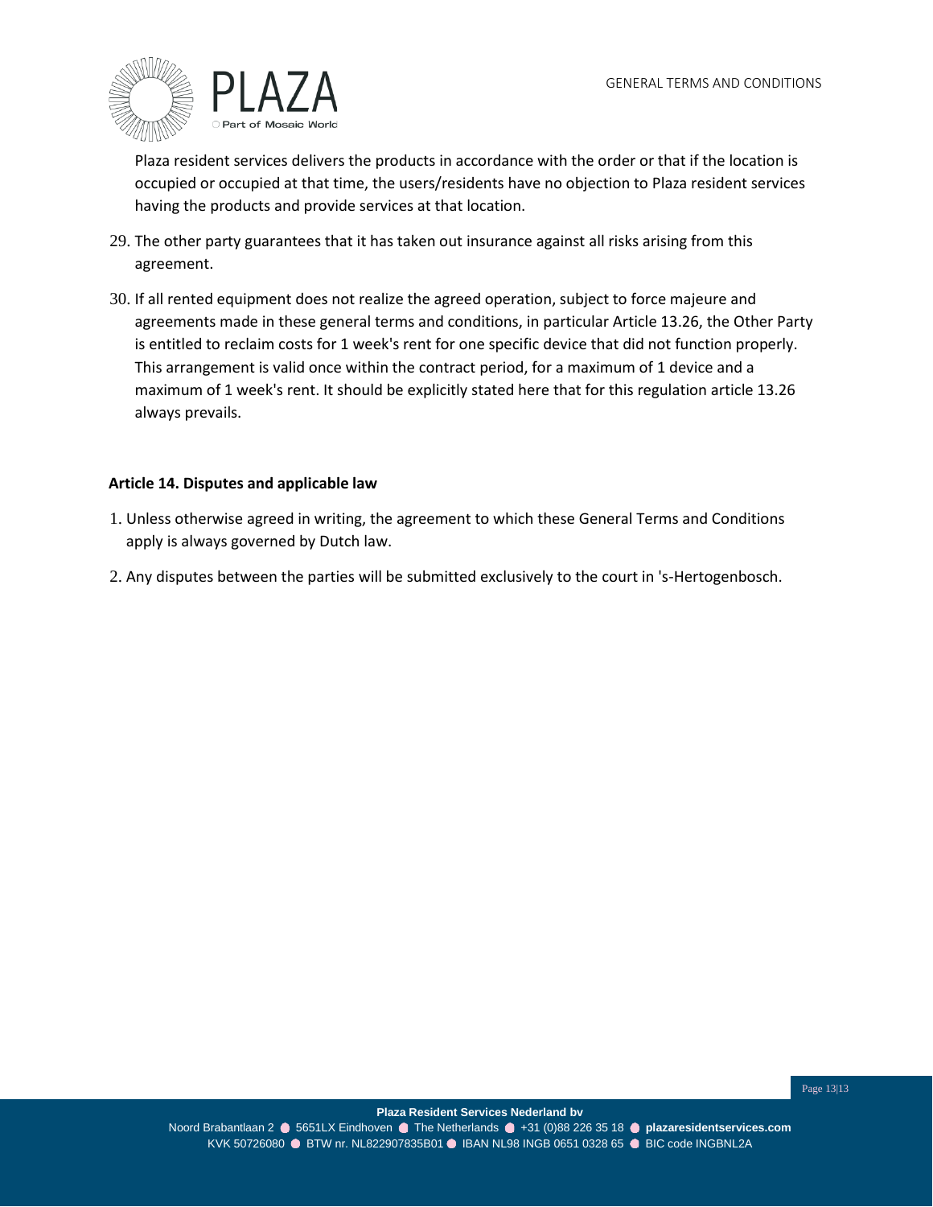Plaza resident services delivers the products in accordance with the order or that if the location is occupied or occupied at that time, the users/residents have no objection to Plaza resident services having the products and provide services at that location.

29. The other party guarantees that it has taken out insurance against all risks arising from this agreement.
30. If all rented equipment does not realize the agreed operation, subject to force majeure and agreements made in these general terms and conditions, in particular Article 13.26, the Other Party is entitled to reclaim costs for 1 week's rent for one specific device that did not function properly. This arrangement is valid once within the contract period, for a maximum of 1 device and a maximum of 1 week's rent. It should be explicitly stated here that for this regulation article 13.26 always prevails.

**Article 14. Disputes and applicable law**

1. Unless otherwise agreed in writing, the agreement to which these General Terms and Conditions apply is always governed by Dutch law.
2. Any disputes between the parties will be submitted exclusively to the court in 's-Hertogenbosch.